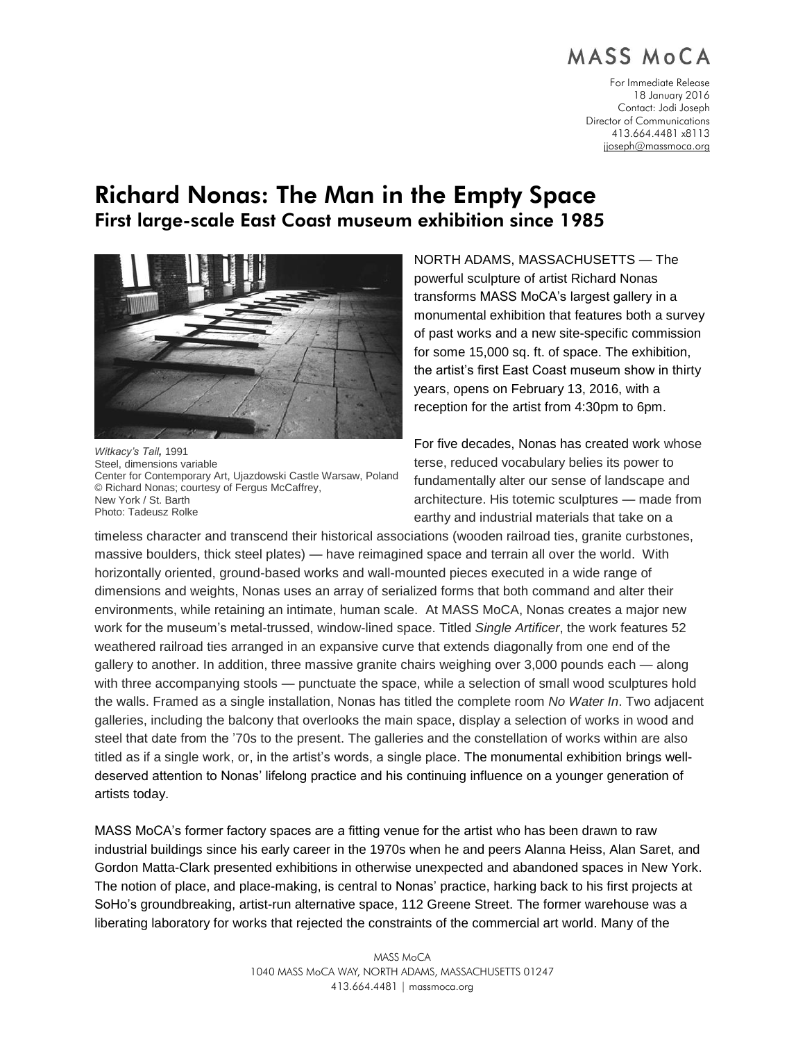MASS MoCA

For Immediate Release
18 January 2016
Contact: Jodi Joseph
Director of Communications
413.664.4481 x8113
jjoseph@massmoca.org

# Richard Nonas: The Man in the Empty Space

## First large-scale East Coast museum exhibition since 1985

*Witkacy's Tail*, 1991
Steel, dimensions variable
Center for Contemporary Art, Ujazdowski Castle Warsaw, Poland
© Richard Nonas; courtesy of Fergus McCaffrey, New York / St. Barth
Photo: Tadeusz Rolke

NORTH ADAMS, MASSACHUSETTS — The powerful sculpture of artist Richard Nonas transforms MASS MoCA's largest gallery in a monumental exhibition that features both a survey of past works and a new site-specific commission for some 15,000 sq. ft. of space. The exhibition, the artist's first East Coast museum show in thirty years, opens on February 13, 2016, with a reception for the artist from 4:30pm to 6pm.

For five decades, Nonas has created work whose terse, reduced vocabulary belies its power to fundamentally alter our sense of landscape and architecture. His totemic sculptures — made from earthy and industrial materials that take on a timeless character and transcend their historical associations (wooden railroad ties, granite curbstones, massive boulders, thick steel plates) — have reimagined space and terrain all over the world. With horizontally oriented, ground-based works and wall-mounted pieces executed in a wide range of dimensions and weights, Nonas uses an array of serialized forms that both command and alter their environments, while retaining an intimate, human scale. At MASS MoCA, Nonas creates a major new work for the museum's metal-trussed, window-lined space. Titled *Single Artificer*, the work features 52 weathered railroad ties arranged in an expansive curve that extends diagonally from one end of the gallery to another. In addition, three massive granite chairs weighing over 3,000 pounds each — along with three accompanying stools — punctuate the space, while a selection of small wood sculptures hold the walls. Framed as a single installation, Nonas has titled the complete room *No Water In*. Two adjacent galleries, including the balcony that overlooks the main space, display a selection of works in wood and steel that date from the '70s to the present. The galleries and the constellation of works within are also titled as if a single work, or, in the artist's words, a single place. The monumental exhibition brings well-deserved attention to Nonas' lifelong practice and his continuing influence on a younger generation of artists today.

MASS MoCA's former factory spaces are a fitting venue for the artist who has been drawn to raw industrial buildings since his early career in the 1970s when he and peers Alanna Heiss, Alan Saret, and Gordon Matta-Clark presented exhibitions in otherwise unexpected and abandoned spaces in New York. The notion of place, and place-making, is central to Nonas' practice, harking back to his first projects at SoHo's groundbreaking, artist-run alternative space, 112 Greene Street. The former warehouse was a liberating laboratory for works that rejected the constraints of the commercial art world. Many of the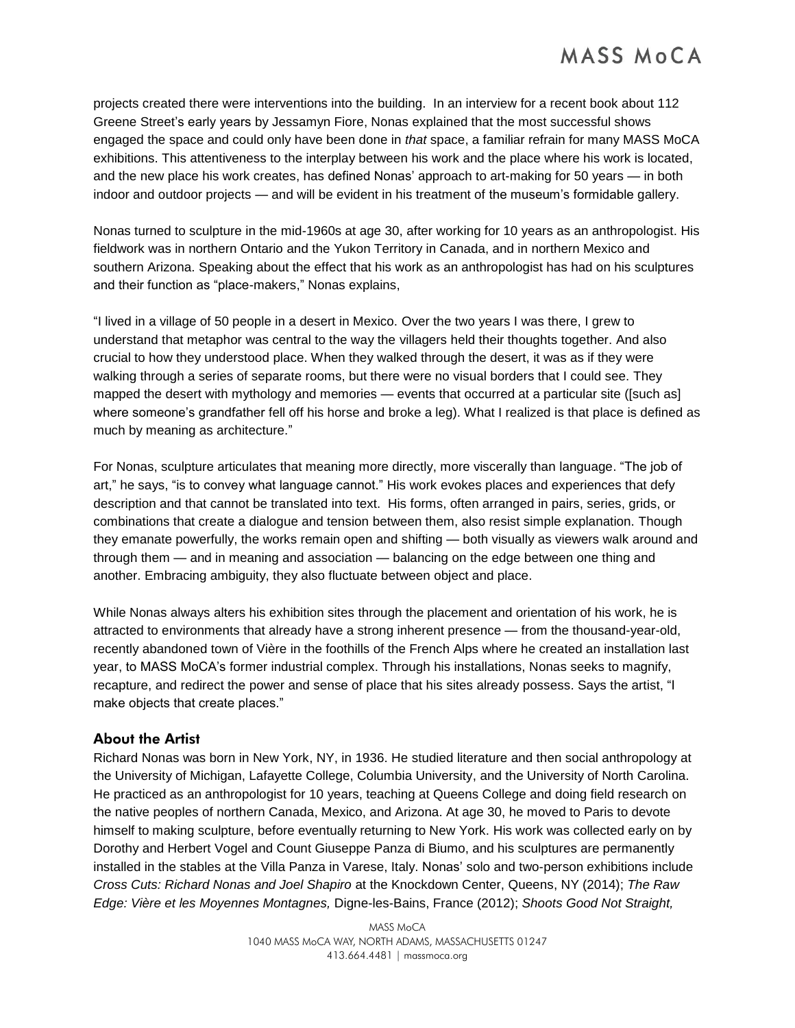projects created there were interventions into the building. In an interview for a recent book about 112 Greene Street's early years by Jessamyn Fiore, Nonas explained that the most successful shows engaged the space and could only have been done in *that* space, a familiar refrain for many MASS MoCA exhibitions. This attentiveness to the interplay between his work and the place where his work is located, and the new place his work creates, has defined Nonas' approach to art-making for 50 years — in both indoor and outdoor projects — and will be evident in his treatment of the museum's formidable gallery.

Nonas turned to sculpture in the mid-1960s at age 30, after working for 10 years as an anthropologist. His fieldwork was in northern Ontario and the Yukon Territory in Canada, and in northern Mexico and southern Arizona. Speaking about the effect that his work as an anthropologist has had on his sculptures and their function as "place-makers," Nonas explains,

"I lived in a village of 50 people in a desert in Mexico. Over the two years I was there, I grew to understand that metaphor was central to the way the villagers held their thoughts together. And also crucial to how they understood place. When they walked through the desert, it was as if they were walking through a series of separate rooms, but there were no visual borders that I could see. They mapped the desert with mythology and memories — events that occurred at a particular site ([such as] where someone's grandfather fell off his horse and broke a leg). What I realized is that place is defined as much by meaning as architecture."

For Nonas, sculpture articulates that meaning more directly, more viscerally than language. "The job of art," he says, "is to convey what language cannot." His work evokes places and experiences that defy description and that cannot be translated into text. His forms, often arranged in pairs, series, grids, or combinations that create a dialogue and tension between them, also resist simple explanation. Though they emanate powerfully, the works remain open and shifting — both visually as viewers walk around and through them — and in meaning and association — balancing on the edge between one thing and another. Embracing ambiguity, they also fluctuate between object and place.

While Nonas always alters his exhibition sites through the placement and orientation of his work, he is attracted to environments that already have a strong inherent presence — from the thousand-year-old, recently abandoned town of Vière in the foothills of the French Alps where he created an installation last year, to MASS MoCA's former industrial complex. Through his installations, Nonas seeks to magnify, recapture, and redirect the power and sense of place that his sites already possess. Says the artist, "I make objects that create places."

## About the Artist

Richard Nonas was born in New York, NY, in 1936. He studied literature and then social anthropology at the University of Michigan, Lafayette College, Columbia University, and the University of North Carolina. He practiced as an anthropologist for 10 years, teaching at Queens College and doing field research on the native peoples of northern Canada, Mexico, and Arizona. At age 30, he moved to Paris to devote himself to making sculpture, before eventually returning to New York. His work was collected early on by Dorothy and Herbert Vogel and Count Giuseppe Panza di Biumo, and his sculptures are permanently installed in the stables at the Villa Panza in Varese, Italy. Nonas' solo and two-person exhibitions include *Cross Cuts: Richard Nonas and Joel Shapiro* at the Knockdown Center, Queens, NY (2014); *The Raw Edge: Vière et les Moyennes Montagnes,* Digne-les-Bains, France (2012); *Shoots Good Not Straight,*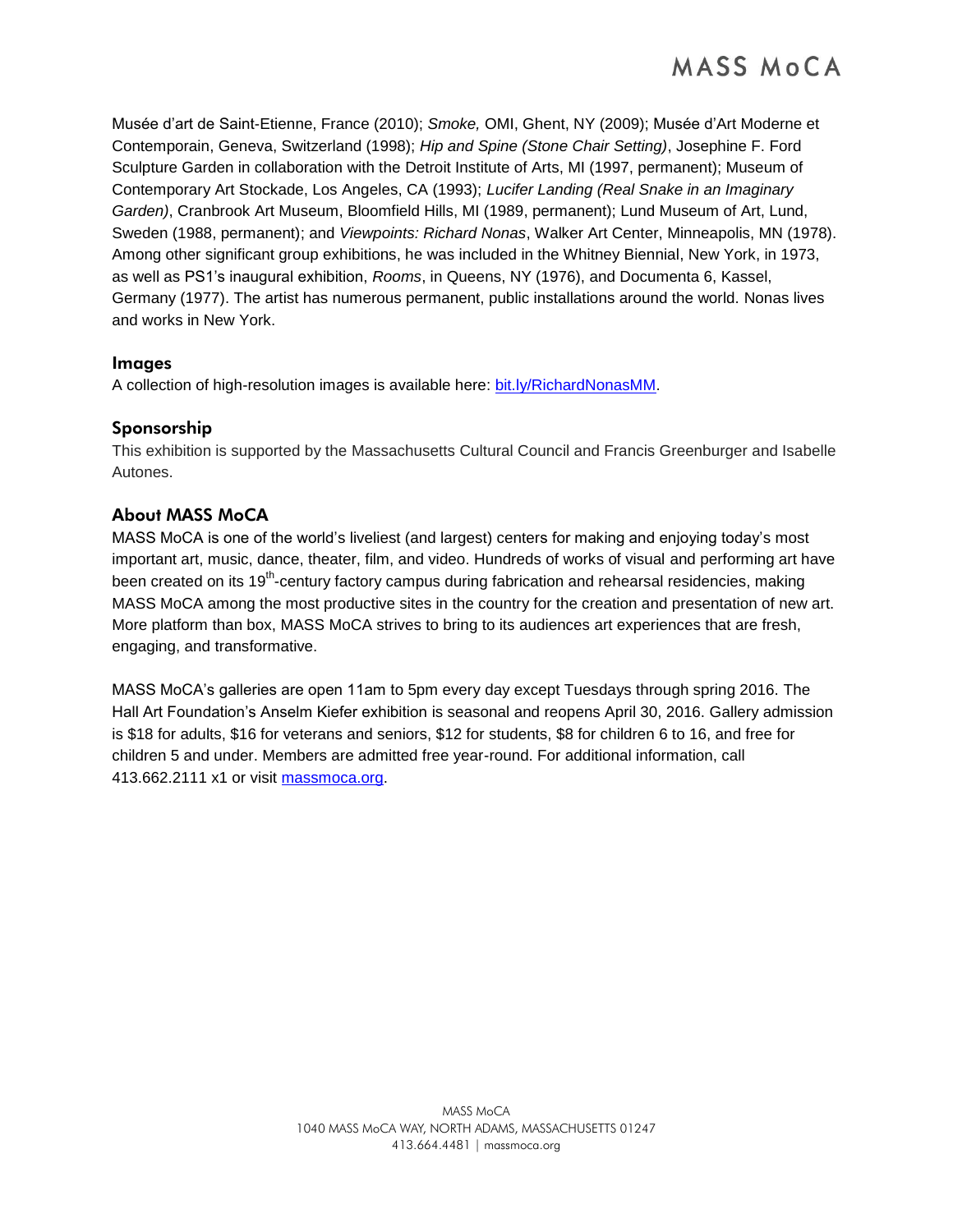Musée d'art de Saint-Etienne, France (2010); *Smoke,* OMI, Ghent, NY (2009); Musée d'Art Moderne et Contemporain, Geneva, Switzerland (1998); *Hip and Spine (Stone Chair Setting)*, Josephine F. Ford Sculpture Garden in collaboration with the Detroit Institute of Arts, MI (1997, permanent); Museum of Contemporary Art Stockade, Los Angeles, CA (1993); *Lucifer Landing (Real Snake in an Imaginary Garden)*, Cranbrook Art Museum, Bloomfield Hills, MI (1989, permanent); Lund Museum of Art, Lund, Sweden (1988, permanent); and *Viewpoints: Richard Nonas*, Walker Art Center, Minneapolis, MN (1978). Among other significant group exhibitions, he was included in the Whitney Biennial, New York, in 1973, as well as PS1's inaugural exhibition, *Rooms*, in Queens, NY (1976), and Documenta 6, Kassel, Germany (1977). The artist has numerous permanent, public installations around the world. Nonas lives and works in New York.

## Images

A collection of high-resolution images is available here: bit.ly/RichardNonasMM.

## Sponsorship

This exhibition is supported by the Massachusetts Cultural Council and Francis Greenburger and Isabelle Autones.

## About MASS MoCA

MASS MoCA is one of the world's liveliest (and largest) centers for making and enjoying today's most important art, music, dance, theater, film, and video. Hundreds of works of visual and performing art have been created on its 19th-century factory campus during fabrication and rehearsal residencies, making MASS MoCA among the most productive sites in the country for the creation and presentation of new art. More platform than box, MASS MoCA strives to bring to its audiences art experiences that are fresh, engaging, and transformative.

MASS MoCA's galleries are open 11am to 5pm every day except Tuesdays through spring 2016. The Hall Art Foundation's Anselm Kiefer exhibition is seasonal and reopens April 30, 2016. Gallery admission is $18 for adults, $16 for veterans and seniors, $12 for students, $8 for children 6 to 16, and free for children 5 and under. Members are admitted free year-round. For additional information, call 413.662.2111 x1 or visit massmoca.org.